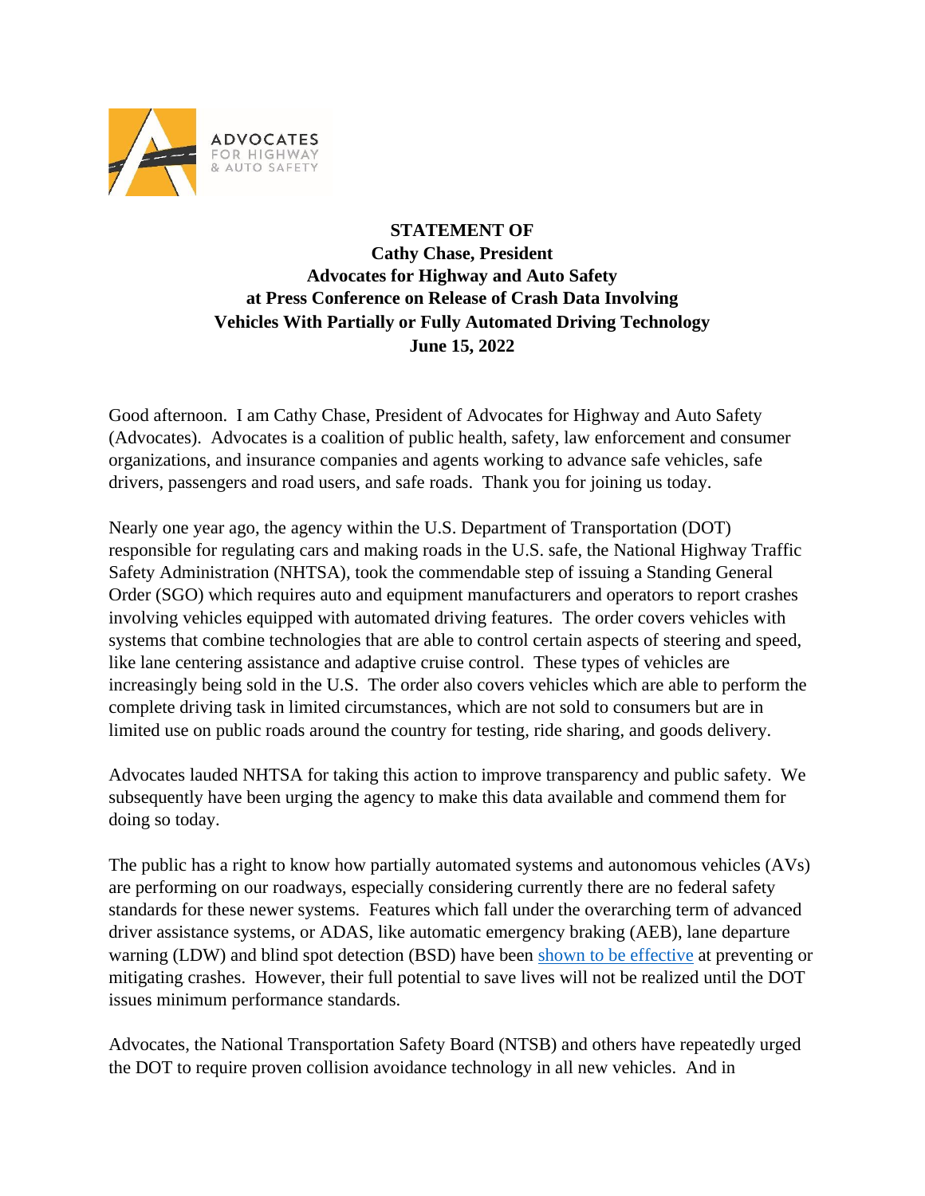ADVOCATES FOR HIGHWAY & AUTO SAFETY

**STATEMENT OF**
**Cathy Chase, President**
**Advocates for Highway and Auto Safety**
**at Press Conference on Release of Crash Data Involving**
**Vehicles With Partially or Fully Automated Driving Technology**
**June 15, 2022**

Good afternoon. I am Cathy Chase, President of Advocates for Highway and Auto Safety (Advocates). Advocates is a coalition of public health, safety, law enforcement and consumer organizations, and insurance companies and agents working to advance safe vehicles, safe drivers, passengers and road users, and safe roads. Thank you for joining us today.

Nearly one year ago, the agency within the U.S. Department of Transportation (DOT) responsible for regulating cars and making roads in the U.S. safe, the National Highway Traffic Safety Administration (NHTSA), took the commendable step of issuing a Standing General Order (SGO) which requires auto and equipment manufacturers and operators to report crashes involving vehicles equipped with automated driving features. The order covers vehicles with systems that combine technologies that are able to control certain aspects of steering and speed, like lane centering assistance and adaptive cruise control. These types of vehicles are increasingly being sold in the U.S. The order also covers vehicles which are able to perform the complete driving task in limited circumstances, which are not sold to consumers but are in limited use on public roads around the country for testing, ride sharing, and goods delivery.

Advocates lauded NHTSA for taking this action to improve transparency and public safety. We subsequently have been urging the agency to make this data available and commend them for doing so today.

The public has a right to know how partially automated systems and autonomous vehicles (AVs) are performing on our roadways, especially considering currently there are no federal safety standards for these newer systems. Features which fall under the overarching term of advanced driver assistance systems, or ADAS, like automatic emergency braking (AEB), lane departure warning (LDW) and blind spot detection (BSD) have been shown to be effective at preventing or mitigating crashes. However, their full potential to save lives will not be realized until the DOT issues minimum performance standards.

Advocates, the National Transportation Safety Board (NTSB) and others have repeatedly urged the DOT to require proven collision avoidance technology in all new vehicles. And in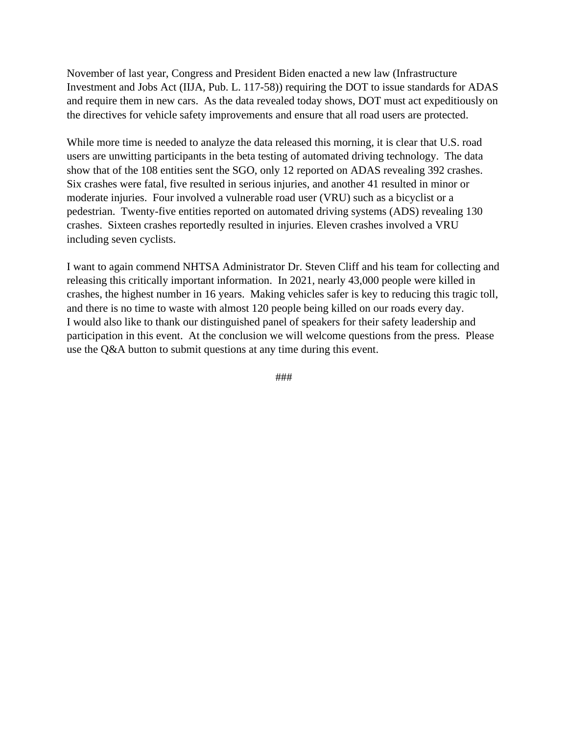November of last year, Congress and President Biden enacted a new law (Infrastructure Investment and Jobs Act (IIJA, Pub. L. 117-58)) requiring the DOT to issue standards for ADAS and require them in new cars. As the data revealed today shows, DOT must act expeditiously on the directives for vehicle safety improvements and ensure that all road users are protected.

While more time is needed to analyze the data released this morning, it is clear that U.S. road users are unwitting participants in the beta testing of automated driving technology. The data show that of the 108 entities sent the SGO, only 12 reported on ADAS revealing 392 crashes. Six crashes were fatal, five resulted in serious injuries, and another 41 resulted in minor or moderate injuries. Four involved a vulnerable road user (VRU) such as a bicyclist or a pedestrian. Twenty-five entities reported on automated driving systems (ADS) revealing 130 crashes. Sixteen crashes reportedly resulted in injuries. Eleven crashes involved a VRU including seven cyclists.

I want to again commend NHTSA Administrator Dr. Steven Cliff and his team for collecting and releasing this critically important information. In 2021, nearly 43,000 people were killed in crashes, the highest number in 16 years. Making vehicles safer is key to reducing this tragic toll, and there is no time to waste with almost 120 people being killed on our roads every day.
I would also like to thank our distinguished panel of speakers for their safety leadership and participation in this event. At the conclusion we will welcome questions from the press. Please use the Q&A button to submit questions at any time during this event.

###